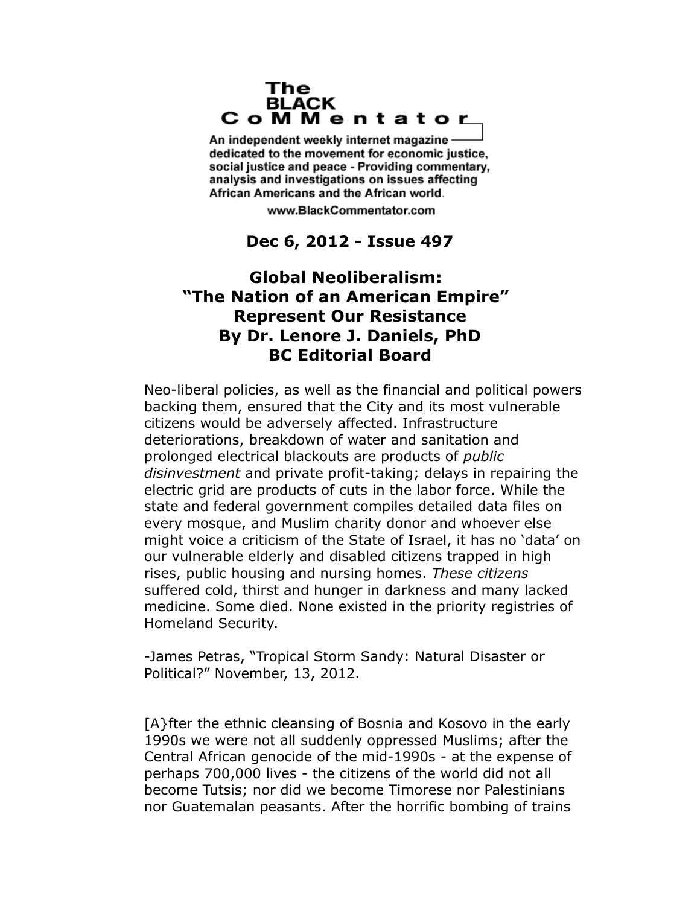**The BLACK CoMMentator**

An independent weekly internet magazine dedicated to the movement for economic justice, social justice and peace - Providing commentary, analysis and investigations on issues affecting African Americans and the African world.

www.BlackCommentator.com

**Dec 6, 2012 - Issue 497**

# Global Neoliberalism: "The Nation of an American Empire" Represent Our Resistance

**By Dr. Lenore J. Daniels, PhD**
**BC Editorial Board**

Neo-liberal policies, as well as the financial and political powers backing them, ensured that the City and its most vulnerable citizens would be adversely affected. Infrastructure deteriorations, breakdown of water and sanitation and prolonged electrical blackouts are products of *public disinvestment* and private profit-taking; delays in repairing the electric grid are products of cuts in the labor force. While the state and federal government compiles detailed data files on every mosque, and Muslim charity donor and whoever else might voice a criticism of the State of Israel, it has no 'data' on our vulnerable elderly and disabled citizens trapped in high rises, public housing and nursing homes. *These citizens* suffered cold, thirst and hunger in darkness and many lacked medicine. Some died. None existed in the priority registries of Homeland Security.

-James Petras, "Tropical Storm Sandy: Natural Disaster or Political?" November, 13, 2012.

[A}fter the ethnic cleansing of Bosnia and Kosovo in the early 1990s we were not all suddenly oppressed Muslims; after the Central African genocide of the mid-1990s - at the expense of perhaps 700,000 lives - the citizens of the world did not all become Tutsis; nor did we become Timorese nor Palestinians nor Guatemalan peasants. After the horrific bombing of trains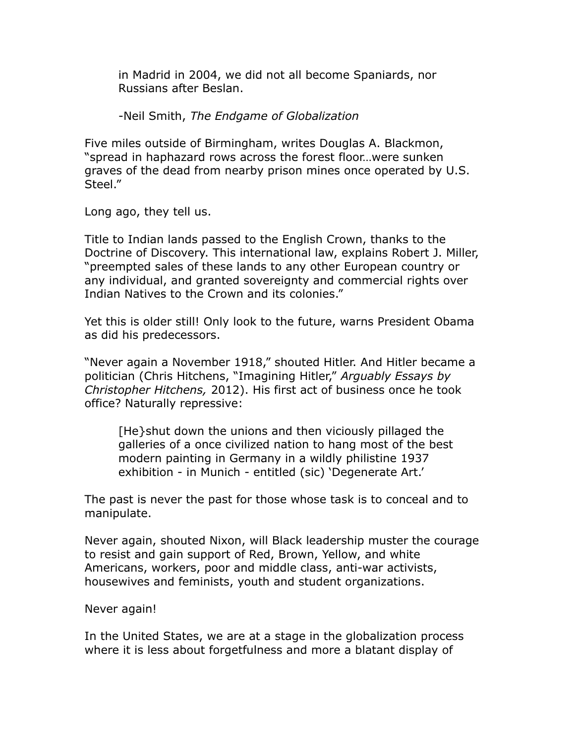> in Madrid in 2004, we did not all become Spaniards, nor Russians after Beslan.
>
> -Neil Smith, *The Endgame of Globalization*

Five miles outside of Birmingham, writes Douglas A. Blackmon, "spread in haphazard rows across the forest floor…were sunken graves of the dead from nearby prison mines once operated by U.S. Steel."

Long ago, they tell us.

Title to Indian lands passed to the English Crown, thanks to the Doctrine of Discovery. This international law, explains Robert J. Miller, "preempted sales of these lands to any other European country or any individual, and granted sovereignty and commercial rights over Indian Natives to the Crown and its colonies."

Yet this is older still! Only look to the future, warns President Obama as did his predecessors.

"Never again a November 1918," shouted Hitler. And Hitler became a politician (Chris Hitchens, "Imagining Hitler," *Arguably Essays by Christopher Hitchens,* 2012). His first act of business once he took office? Naturally repressive:

> [He}shut down the unions and then viciously pillaged the galleries of a once civilized nation to hang most of the best modern painting in Germany in a wildly philistine 1937 exhibition - in Munich - entitled (sic) 'Degenerate Art.'

The past is never the past for those whose task is to conceal and to manipulate.

Never again, shouted Nixon, will Black leadership muster the courage to resist and gain support of Red, Brown, Yellow, and white Americans, workers, poor and middle class, anti-war activists, housewives and feminists, youth and student organizations.

Never again!

In the United States, we are at a stage in the globalization process where it is less about forgetfulness and more a blatant display of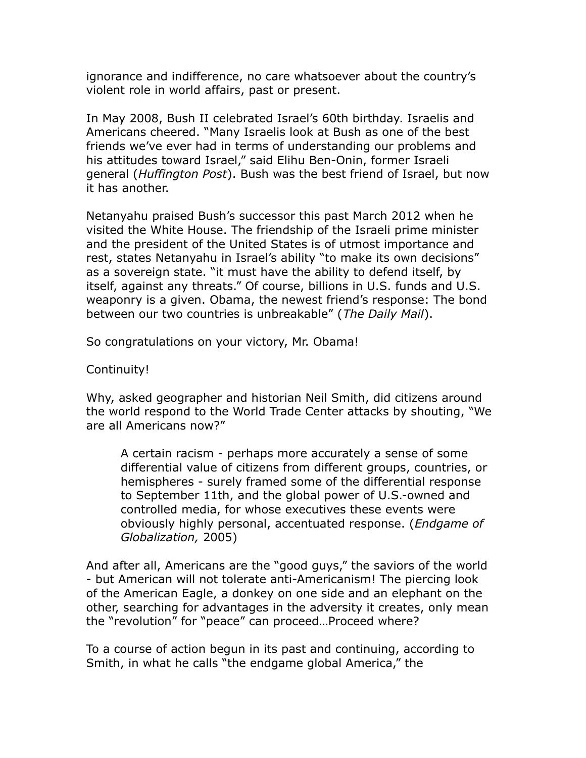ignorance and indifference, no care whatsoever about the country's violent role in world affairs, past or present.

In May 2008, Bush II celebrated Israel's 60th birthday. Israelis and Americans cheered. "Many Israelis look at Bush as one of the best friends we've ever had in terms of understanding our problems and his attitudes toward Israel," said Elihu Ben-Onin, former Israeli general (*Huffington Post*). Bush was the best friend of Israel, but now it has another.

Netanyahu praised Bush's successor this past March 2012 when he visited the White House. The friendship of the Israeli prime minister and the president of the United States is of utmost importance and rest, states Netanyahu in Israel's ability "to make its own decisions" as a sovereign state. "it must have the ability to defend itself, by itself, against any threats." Of course, billions in U.S. funds and U.S. weaponry is a given. Obama, the newest friend's response: The bond between our two countries is unbreakable" (*The Daily Mail*).

So congratulations on your victory, Mr. Obama!

Continuity!

Why, asked geographer and historian Neil Smith, did citizens around the world respond to the World Trade Center attacks by shouting, "We are all Americans now?"

> A certain racism - perhaps more accurately a sense of some differential value of citizens from different groups, countries, or hemispheres - surely framed some of the differential response to September 11th, and the global power of U.S.-owned and controlled media, for whose executives these events were obviously highly personal, accentuated response. (*Endgame of Globalization,* 2005)

And after all, Americans are the "good guys," the saviors of the world - but American will not tolerate anti-Americanism! The piercing look of the American Eagle, a donkey on one side and an elephant on the other, searching for advantages in the adversity it creates, only mean the "revolution" for "peace" can proceed…Proceed where?

To a course of action begun in its past and continuing, according to Smith, in what he calls "the endgame global America," the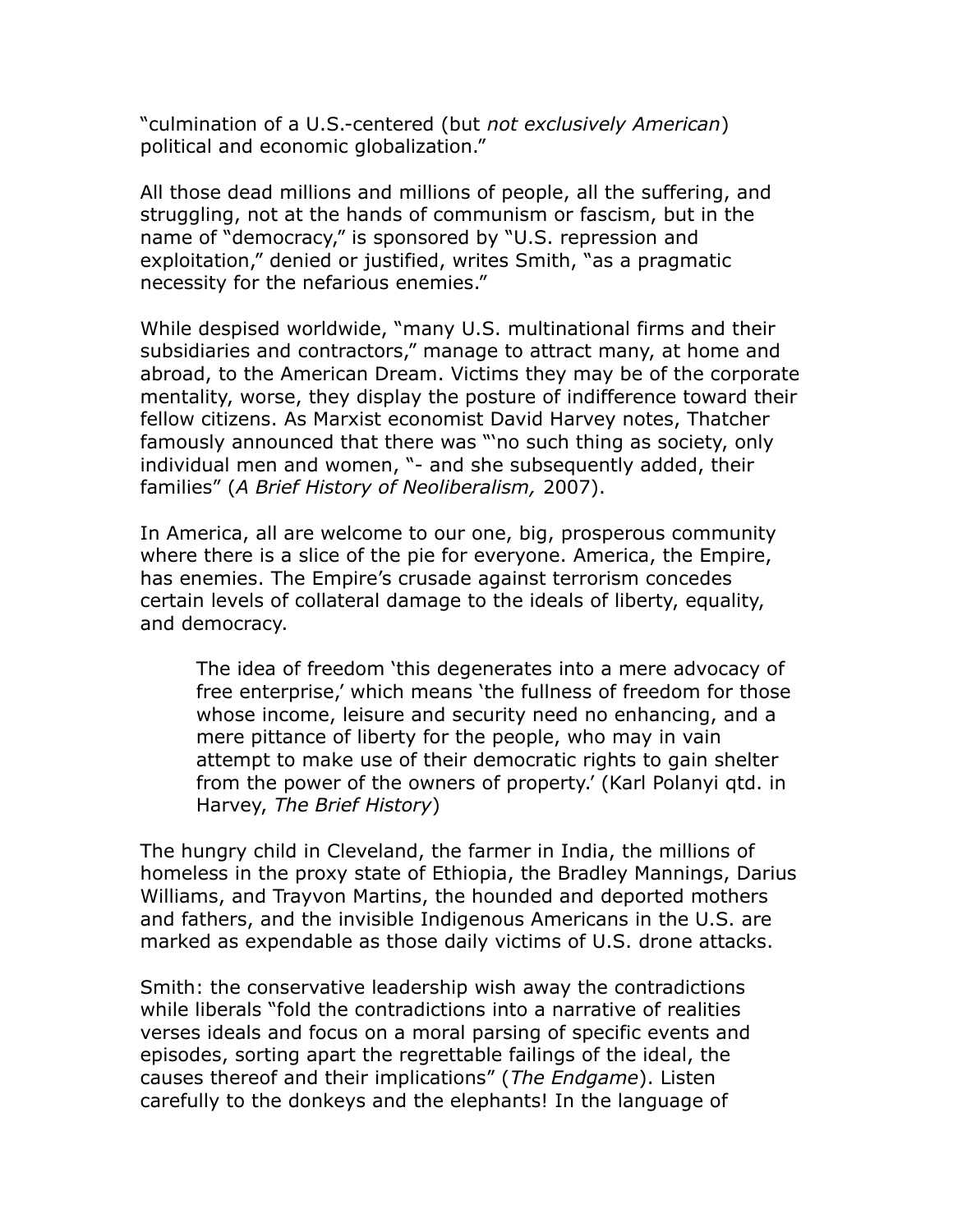"culmination of a U.S.-centered (but *not exclusively American*) political and economic globalization."

All those dead millions and millions of people, all the suffering, and struggling, not at the hands of communism or fascism, but in the name of "democracy," is sponsored by "U.S. repression and exploitation," denied or justified, writes Smith, "as a pragmatic necessity for the nefarious enemies."

While despised worldwide, "many U.S. multinational firms and their subsidiaries and contractors," manage to attract many, at home and abroad, to the American Dream. Victims they may be of the corporate mentality, worse, they display the posture of indifference toward their fellow citizens. As Marxist economist David Harvey notes, Thatcher famously announced that there was "'no such thing as society, only individual men and women, "- and she subsequently added, their families" (*A Brief History of Neoliberalism,* 2007).

In America, all are welcome to our one, big, prosperous community where there is a slice of the pie for everyone. America, the Empire, has enemies. The Empire's crusade against terrorism concedes certain levels of collateral damage to the ideals of liberty, equality, and democracy.

> The idea of freedom 'this degenerates into a mere advocacy of free enterprise,' which means 'the fullness of freedom for those whose income, leisure and security need no enhancing, and a mere pittance of liberty for the people, who may in vain attempt to make use of their democratic rights to gain shelter from the power of the owners of property.' (Karl Polanyi qtd. in Harvey, *The Brief History*)

The hungry child in Cleveland, the farmer in India, the millions of homeless in the proxy state of Ethiopia, the Bradley Mannings, Darius Williams, and Trayvon Martins, the hounded and deported mothers and fathers, and the invisible Indigenous Americans in the U.S. are marked as expendable as those daily victims of U.S. drone attacks.

Smith: the conservative leadership wish away the contradictions while liberals "fold the contradictions into a narrative of realities verses ideals and focus on a moral parsing of specific events and episodes, sorting apart the regrettable failings of the ideal, the causes thereof and their implications" (*The Endgame*). Listen carefully to the donkeys and the elephants! In the language of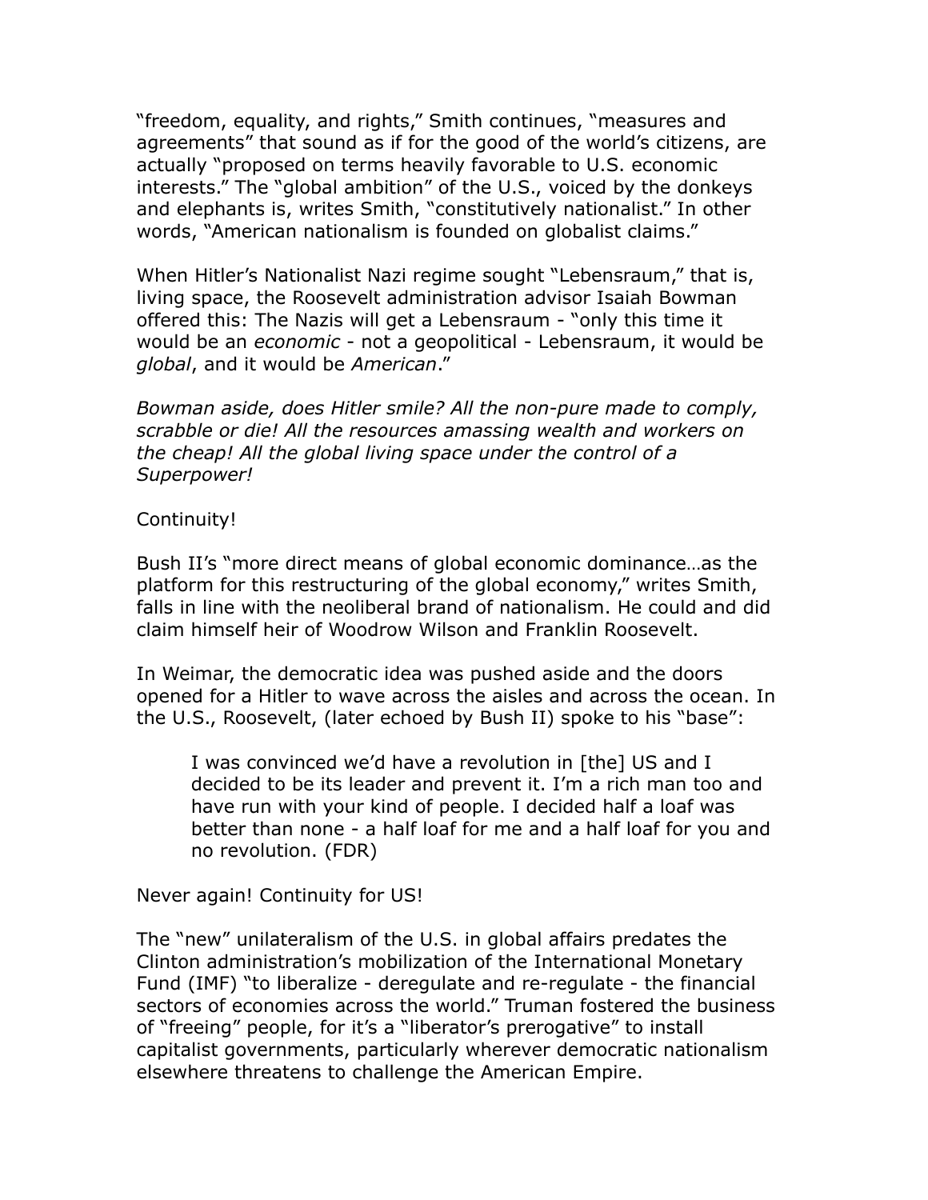"freedom, equality, and rights," Smith continues, "measures and agreements" that sound as if for the good of the world's citizens, are actually "proposed on terms heavily favorable to U.S. economic interests." The "global ambition" of the U.S., voiced by the donkeys and elephants is, writes Smith, "constitutively nationalist." In other words, "American nationalism is founded on globalist claims."

When Hitler's Nationalist Nazi regime sought "Lebensraum," that is, living space, the Roosevelt administration advisor Isaiah Bowman offered this: The Nazis will get a Lebensraum - "only this time it would be an *economic* - not a geopolitical - Lebensraum, it would be *global*, and it would be *American*."

*Bowman aside, does Hitler smile? All the non-pure made to comply, scrabble or die! All the resources amassing wealth and workers on the cheap! All the global living space under the control of a Superpower!*

Continuity!

Bush II's "more direct means of global economic dominance…as the platform for this restructuring of the global economy," writes Smith, falls in line with the neoliberal brand of nationalism. He could and did claim himself heir of Woodrow Wilson and Franklin Roosevelt.

In Weimar, the democratic idea was pushed aside and the doors opened for a Hitler to wave across the aisles and across the ocean. In the U.S., Roosevelt, (later echoed by Bush II) spoke to his "base":

> I was convinced we'd have a revolution in [the] US and I decided to be its leader and prevent it. I'm a rich man too and have run with your kind of people. I decided half a loaf was better than none - a half loaf for me and a half loaf for you and no revolution. (FDR)

Never again! Continuity for US!

The "new" unilateralism of the U.S. in global affairs predates the Clinton administration's mobilization of the International Monetary Fund (IMF) "to liberalize - deregulate and re-regulate - the financial sectors of economies across the world." Truman fostered the business of "freeing" people, for it's a "liberator's prerogative" to install capitalist governments, particularly wherever democratic nationalism elsewhere threatens to challenge the American Empire.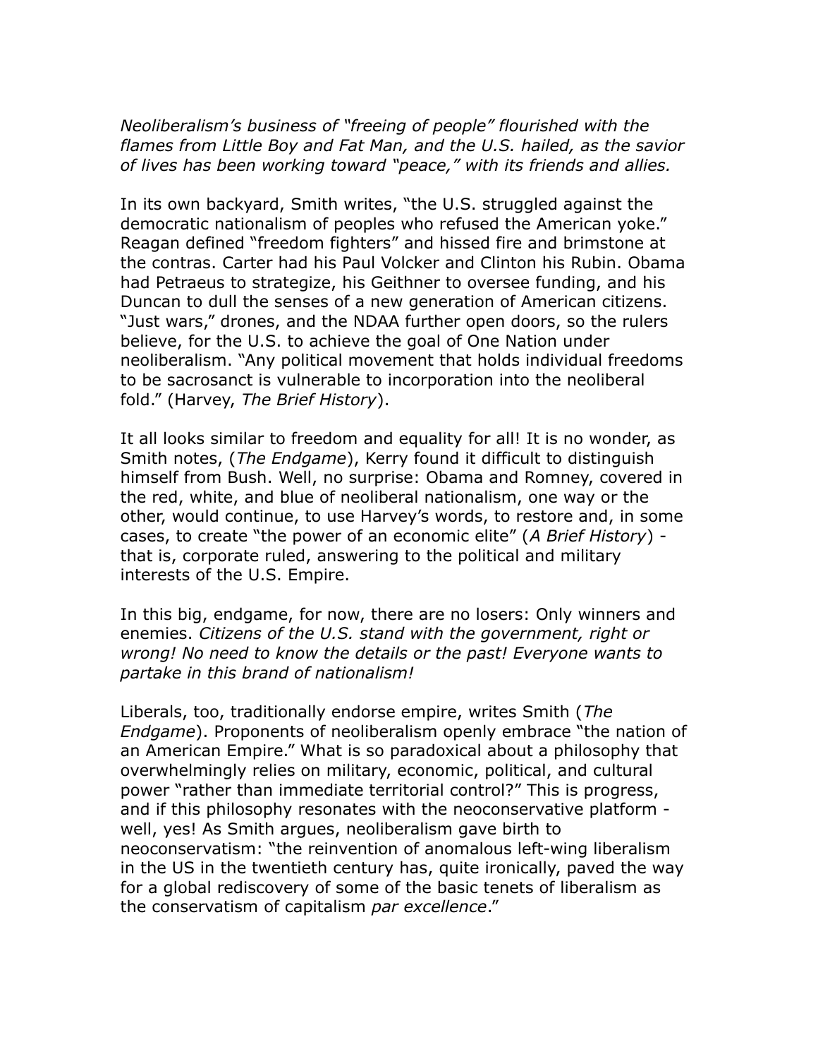*Neoliberalism's business of "freeing of people" flourished with the flames from Little Boy and Fat Man, and the U.S. hailed, as the savior of lives has been working toward "peace," with its friends and allies.*

In its own backyard, Smith writes, "the U.S. struggled against the democratic nationalism of peoples who refused the American yoke." Reagan defined "freedom fighters" and hissed fire and brimstone at the contras. Carter had his Paul Volcker and Clinton his Rubin. Obama had Petraeus to strategize, his Geithner to oversee funding, and his Duncan to dull the senses of a new generation of American citizens. "Just wars," drones, and the NDAA further open doors, so the rulers believe, for the U.S. to achieve the goal of One Nation under neoliberalism. "Any political movement that holds individual freedoms to be sacrosanct is vulnerable to incorporation into the neoliberal fold." (Harvey, *The Brief History*).

It all looks similar to freedom and equality for all! It is no wonder, as Smith notes, (*The Endgame*), Kerry found it difficult to distinguish himself from Bush. Well, no surprise: Obama and Romney, covered in the red, white, and blue of neoliberal nationalism, one way or the other, would continue, to use Harvey's words, to restore and, in some cases, to create "the power of an economic elite" (*A Brief History*) - that is, corporate ruled, answering to the political and military interests of the U.S. Empire.

In this big, endgame, for now, there are no losers: Only winners and enemies. *Citizens of the U.S. stand with the government, right or wrong! No need to know the details or the past! Everyone wants to partake in this brand of nationalism!*

Liberals, too, traditionally endorse empire, writes Smith (*The Endgame*). Proponents of neoliberalism openly embrace "the nation of an American Empire." What is so paradoxical about a philosophy that overwhelmingly relies on military, economic, political, and cultural power "rather than immediate territorial control?" This is progress, and if this philosophy resonates with the neoconservative platform - well, yes! As Smith argues, neoliberalism gave birth to neoconservatism: "the reinvention of anomalous left-wing liberalism in the US in the twentieth century has, quite ironically, paved the way for a global rediscovery of some of the basic tenets of liberalism as the conservatism of capitalism *par excellence*."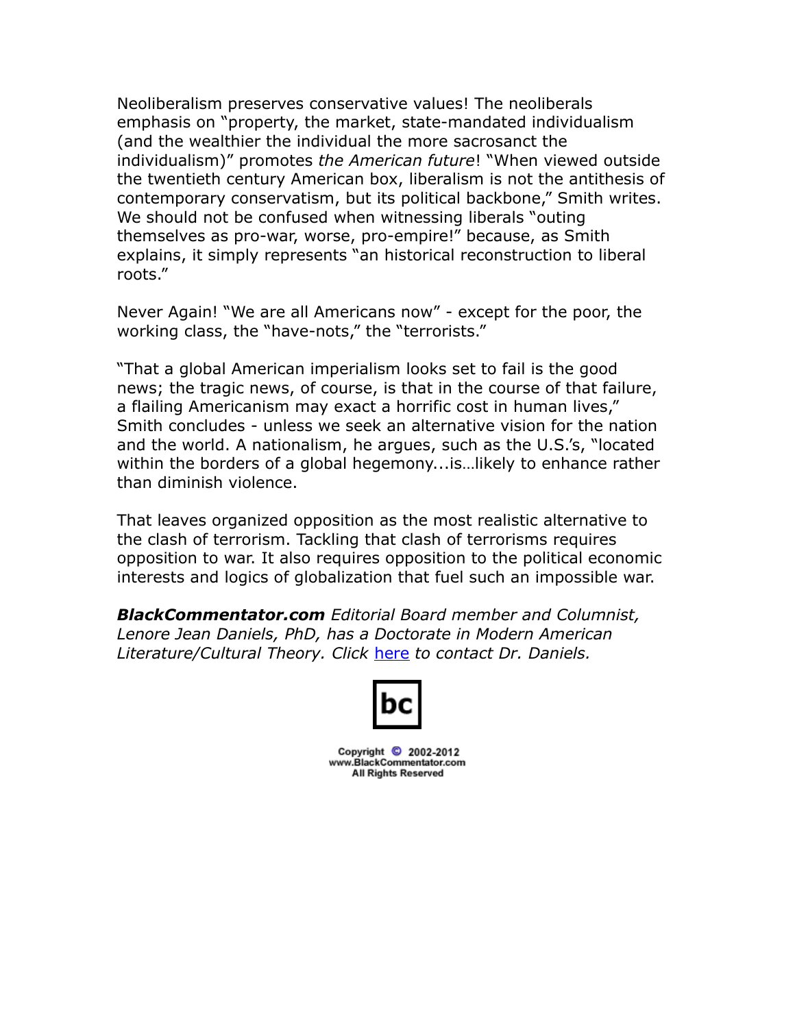Neoliberalism preserves conservative values! The neoliberals emphasis on “property, the market, state-mandated individualism (and the wealthier the individual the more sacrosanct the individualism)” promotes *the American future*! “When viewed outside the twentieth century American box, liberalism is not the antithesis of contemporary conservatism, but its political backbone,” Smith writes. We should not be confused when witnessing liberals “outing themselves as pro-war, worse, pro-empire!” because, as Smith explains, it simply represents “an historical reconstruction to liberal roots.”

Never Again! “We are all Americans now” - except for the poor, the working class, the “have-nots,” the “terrorists.”

“That a global American imperialism looks set to fail is the good news; the tragic news, of course, is that in the course of that failure, a flailing Americanism may exact a horrific cost in human lives,” Smith concludes - unless we seek an alternative vision for the nation and the world. A nationalism, he argues, such as the U.S.’s, “located within the borders of a global hegemony...is…likely to enhance rather than diminish violence.

That leaves organized opposition as the most realistic alternative to the clash of terrorism. Tackling that clash of terrorisms requires opposition to war. It also requires opposition to the political economic interests and logics of globalization that fuel such an impossible war.

***BlackCommentator.com*** *Editorial Board member and Columnist, Lenore Jean Daniels, PhD, has a Doctorate in Modern American Literature/Cultural Theory. Click* [here] *to contact Dr. Daniels.*

bc

Copyright © 2002-2012
www.BlackCommentator.com
All Rights Reserved